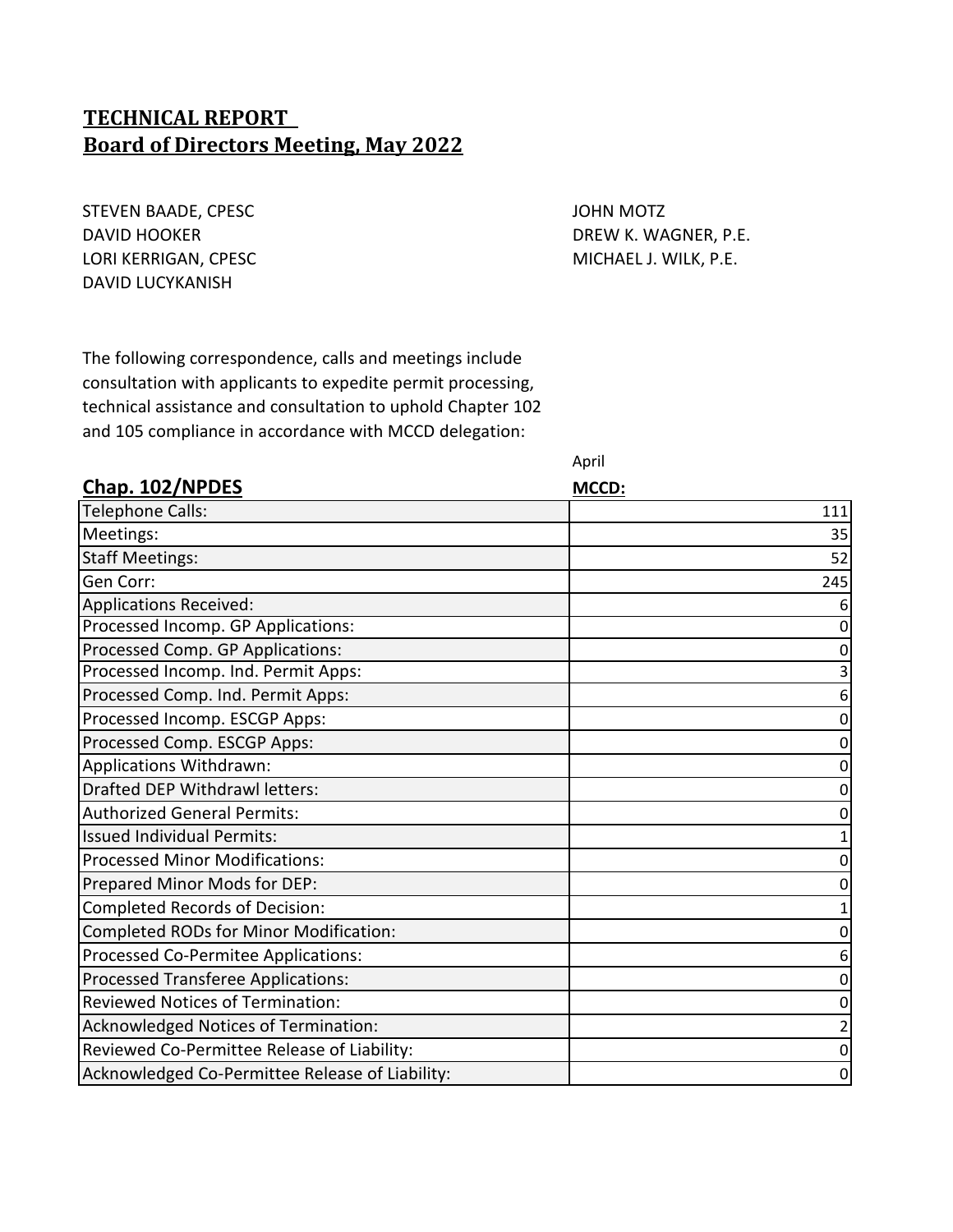# TECHNICAL REPORT
## Board of Directors Meeting, May 2022

STEVEN BAADE, CPESC
DAVID HOOKER
LORI KERRIGAN, CPESC
DAVID LUCYKANISH
JOHN MOTZ
DREW K. WAGNER, P.E.
MICHAEL J. WILK, P.E.

The following correspondence, calls and meetings include consultation with applicants to expedite permit processing, technical assistance and consultation to uphold Chapter 102 and 105 compliance in accordance with MCCD delegation:

| **Chap. 102/NPDES** | April **MCCD:** |
|---|---|
| Telephone Calls: | 111 |
| Meetings: | 35 |
| Staff Meetings: | 52 |
| Gen Corr: | 245 |
| Applications Received: | 6 |
| Processed Incomp. GP Applications: | 0 |
| Processed Comp. GP Applications: | 0 |
| Processed Incomp. Ind. Permit Apps: | 3 |
| Processed Comp. Ind. Permit Apps: | 6 |
| Processed Incomp. ESCGP Apps: | 0 |
| Processed Comp. ESCGP Apps: | 0 |
| Applications Withdrawn: | 0 |
| Drafted DEP Withdrawl letters: | 0 |
| Authorized General Permits: | 0 |
| Issued Individual Permits: | 1 |
| Processed Minor Modifications: | 0 |
| Prepared Minor Mods for DEP: | 0 |
| Completed Records of Decision: | 1 |
| Completed RODs for Minor Modification: | 0 |
| Processed Co-Permitee Applications: | 6 |
| Processed Transferee Applications: | 0 |
| Reviewed Notices of Termination: | 0 |
| Acknowledged Notices of Termination: | 2 |
| Reviewed Co-Permittee Release of Liability: | 0 |
| Acknowledged Co-Permittee Release of Liability: | 0 |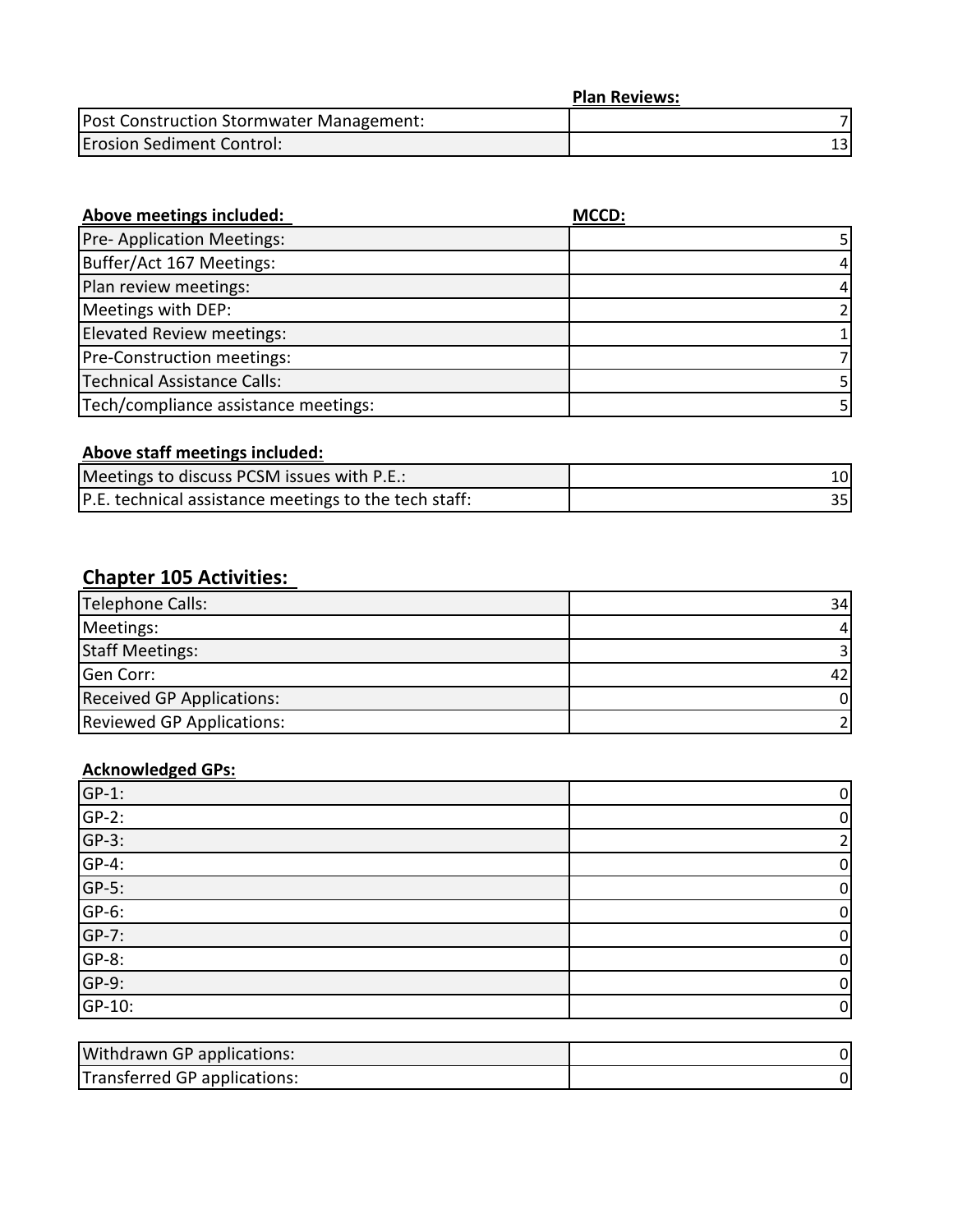| | Plan Reviews: |
|---|---|
| Post Construction Stormwater Management: | 7 |
| Erosion Sediment Control: | 13 |

| Above meetings included: | MCCD: |
|---|---|
| Pre- Application Meetings: | 5 |
| Buffer/Act 167 Meetings: | 4 |
| Plan review meetings: | 4 |
| Meetings with DEP: | 2 |
| Elevated Review meetings: | 1 |
| Pre-Construction meetings: | 7 |
| Technical Assistance Calls: | 5 |
| Tech/compliance assistance meetings: | 5 |

**Above staff meetings included:**

| | |
|---|---|
| Meetings to discuss PCSM issues with P.E.: | 10 |
| P.E. technical assistance meetings to the tech staff: | 35 |

## Chapter 105 Activities:

| | |
|---|---|
| Telephone Calls: | 34 |
| Meetings: | 4 |
| Staff Meetings: | 3 |
| Gen Corr: | 42 |
| Received GP Applications: | 0 |
| Reviewed GP Applications: | 2 |

**Acknowledged GPs:**

| | |
|---|---|
| GP-1: | 0 |
| GP-2: | 0 |
| GP-3: | 2 |
| GP-4: | 0 |
| GP-5: | 0 |
| GP-6: | 0 |
| GP-7: | 0 |
| GP-8: | 0 |
| GP-9: | 0 |
| GP-10: | 0 |

| | |
|---|---|
| Withdrawn GP applications: | 0 |
| Transferred GP applications: | 0 |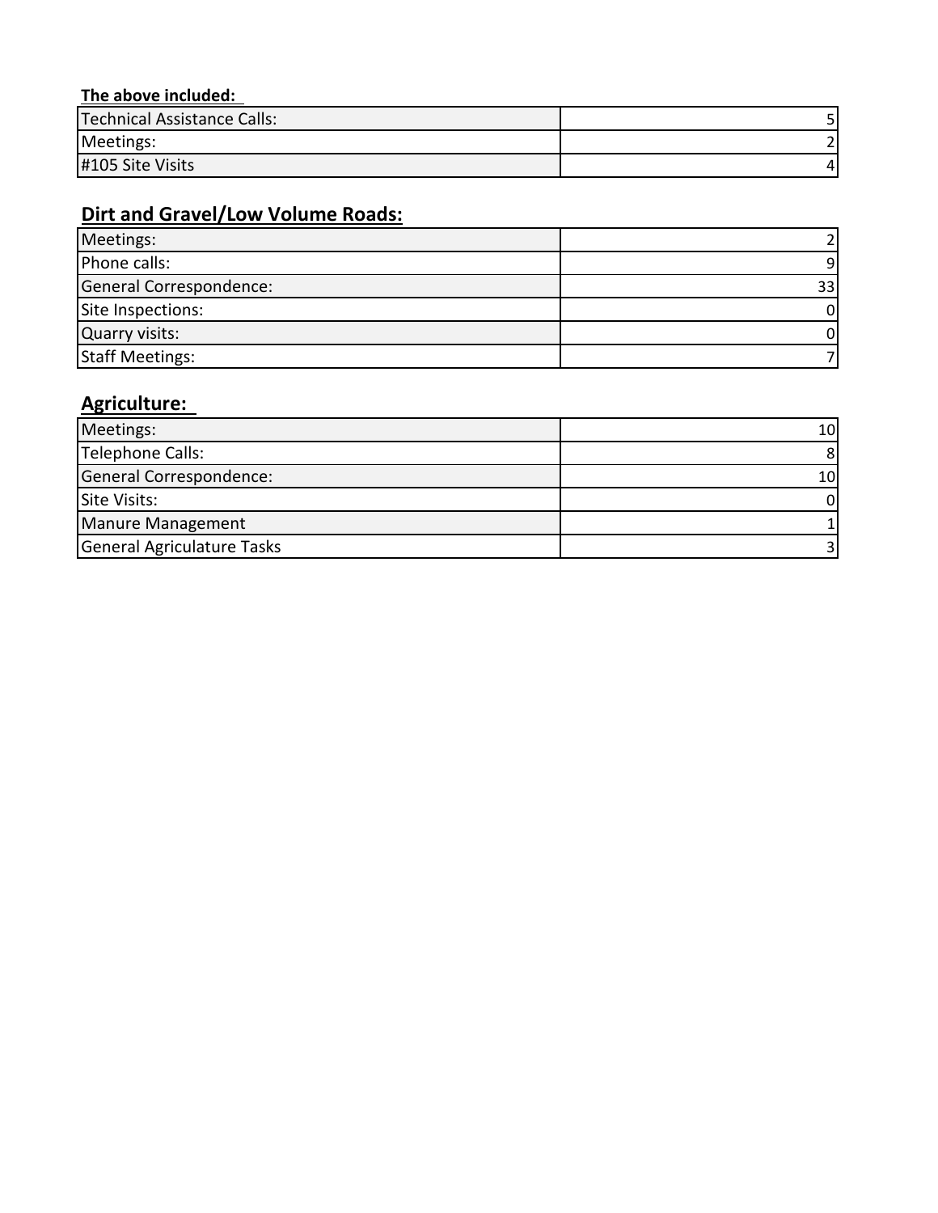**The above included:**

| | |
|---|---|
| Technical Assistance Calls: | 5 |
| Meetings: | 2 |
| #105 Site Visits | 4 |

## Dirt and Gravel/Low Volume Roads:

| | |
|---|---|
| Meetings: | 2 |
| Phone calls: | 9 |
| General Correspondence: | 33 |
| Site Inspections: | 0 |
| Quarry visits: | 0 |
| Staff Meetings: | 7 |

## Agriculture:

| | |
|---|---|
| Meetings: | 10 |
| Telephone Calls: | 8 |
| General Correspondence: | 10 |
| Site Visits: | 0 |
| Manure Management | 1 |
| General Agriculature Tasks | 3 |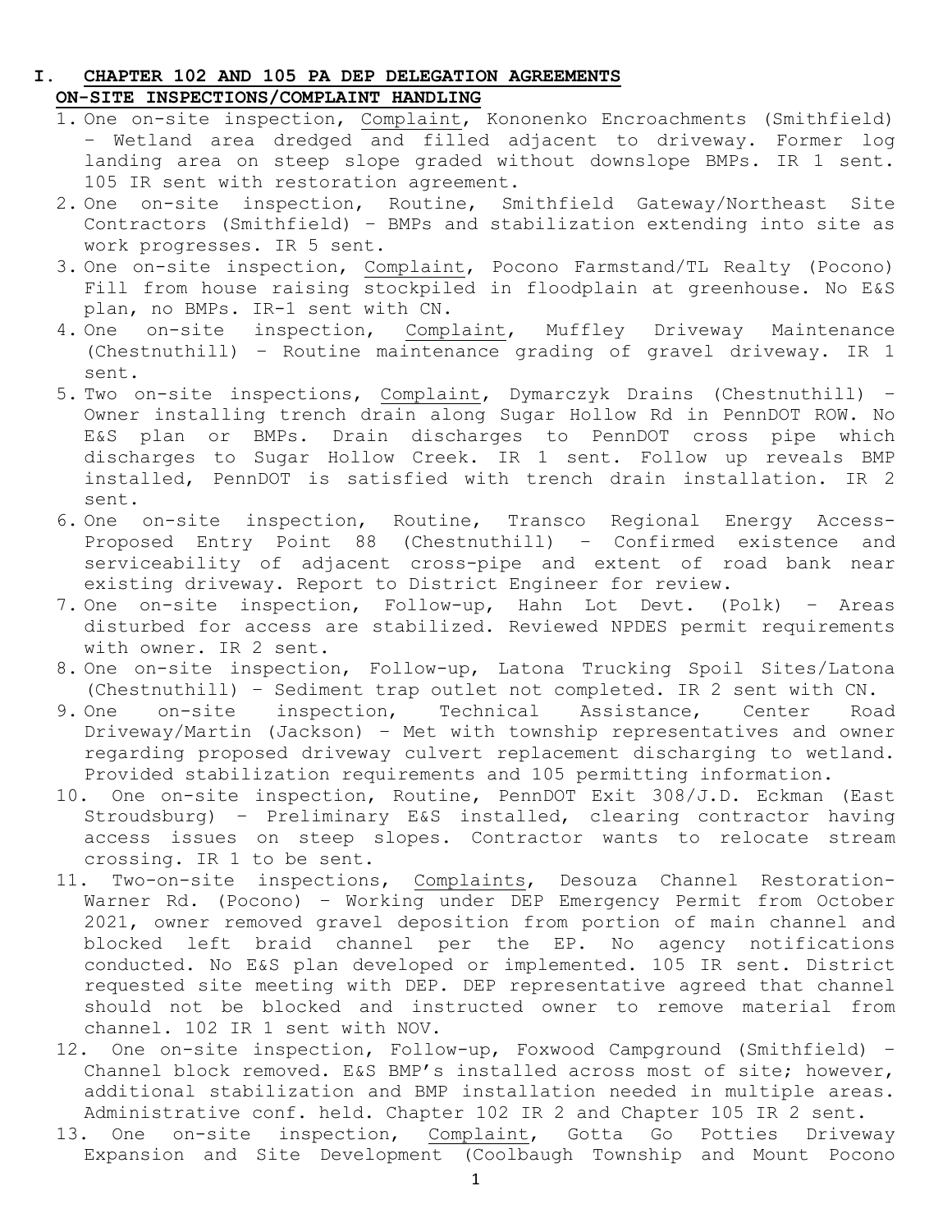## I. CHAPTER 102 AND 105 PA DEP DELEGATION AGREEMENTS

### ON-SITE INSPECTIONS/COMPLAINT HANDLING

1. One on-site inspection, Complaint, Kononenko Encroachments (Smithfield) – Wetland area dredged and filled adjacent to driveway. Former log landing area on steep slope graded without downslope BMPs. IR 1 sent. 105 IR sent with restoration agreement.
2. One on-site inspection, Routine, Smithfield Gateway/Northeast Site Contractors (Smithfield) – BMPs and stabilization extending into site as work progresses. IR 5 sent.
3. One on-site inspection, Complaint, Pocono Farmstand/TL Realty (Pocono) Fill from house raising stockpiled in floodplain at greenhouse. No E&S plan, no BMPs. IR-1 sent with CN.
4. One on-site inspection, Complaint, Muffley Driveway Maintenance (Chestnuthill) – Routine maintenance grading of gravel driveway. IR 1 sent.
5. Two on-site inspections, Complaint, Dymarczyk Drains (Chestnuthill) – Owner installing trench drain along Sugar Hollow Rd in PennDOT ROW. No E&S plan or BMPs. Drain discharges to PennDOT cross pipe which discharges to Sugar Hollow Creek. IR 1 sent. Follow up reveals BMP installed, PennDOT is satisfied with trench drain installation. IR 2 sent.
6. One on-site inspection, Routine, Transco Regional Energy Access-Proposed Entry Point 88 (Chestnuthill) – Confirmed existence and serviceability of adjacent cross-pipe and extent of road bank near existing driveway. Report to District Engineer for review.
7. One on-site inspection, Follow-up, Hahn Lot Devt. (Polk) – Areas disturbed for access are stabilized. Reviewed NPDES permit requirements with owner. IR 2 sent.
8. One on-site inspection, Follow-up, Latona Trucking Spoil Sites/Latona (Chestnuthill) – Sediment trap outlet not completed. IR 2 sent with CN.
9. One on-site inspection, Technical Assistance, Center Road Driveway/Martin (Jackson) – Met with township representatives and owner regarding proposed driveway culvert replacement discharging to wetland. Provided stabilization requirements and 105 permitting information.
10. One on-site inspection, Routine, PennDOT Exit 308/J.D. Eckman (East Stroudsburg) – Preliminary E&S installed, clearing contractor having access issues on steep slopes. Contractor wants to relocate stream crossing. IR 1 to be sent.
11. Two-on-site inspections, Complaints, Desouza Channel Restoration-Warner Rd. (Pocono) – Working under DEP Emergency Permit from October 2021, owner removed gravel deposition from portion of main channel and blocked left braid channel per the EP. No agency notifications conducted. No E&S plan developed or implemented. 105 IR sent. District requested site meeting with DEP. DEP representative agreed that channel should not be blocked and instructed owner to remove material from channel. 102 IR 1 sent with NOV.
12. One on-site inspection, Follow-up, Foxwood Campground (Smithfield) – Channel block removed. E&S BMP's installed across most of site; however, additional stabilization and BMP installation needed in multiple areas. Administrative conf. held. Chapter 102 IR 2 and Chapter 105 IR 2 sent.
13. One on-site inspection, Complaint, Gotta Go Potties Driveway Expansion and Site Development (Coolbaugh Township and Mount Pocono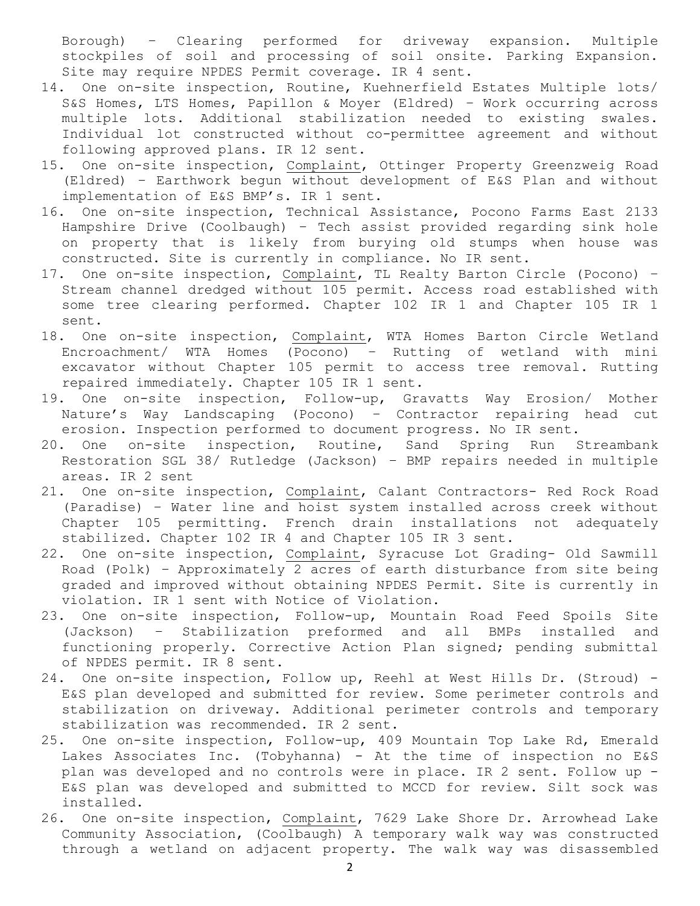Borough) – Clearing performed for driveway expansion. Multiple stockpiles of soil and processing of soil onsite. Parking Expansion. Site may require NPDES Permit coverage. IR 4 sent.

14. One on-site inspection, Routine, Kuehnerfield Estates Multiple lots/ S&S Homes, LTS Homes, Papillon & Moyer (Eldred) – Work occurring across multiple lots. Additional stabilization needed to existing swales. Individual lot constructed without co-permittee agreement and without following approved plans. IR 12 sent.
15. One on-site inspection, <u>Complaint</u>, Ottinger Property Greenzweig Road (Eldred) – Earthwork begun without development of E&S Plan and without implementation of E&S BMP's. IR 1 sent.
16. One on-site inspection, Technical Assistance, Pocono Farms East 2133 Hampshire Drive (Coolbaugh) – Tech assist provided regarding sink hole on property that is likely from burying old stumps when house was constructed. Site is currently in compliance. No IR sent.
17. One on-site inspection, <u>Complaint</u>, TL Realty Barton Circle (Pocono) – Stream channel dredged without 105 permit. Access road established with some tree clearing performed. Chapter 102 IR 1 and Chapter 105 IR 1 sent.
18. One on-site inspection, <u>Complaint</u>, WTA Homes Barton Circle Wetland Encroachment/ WTA Homes (Pocono) – Rutting of wetland with mini excavator without Chapter 105 permit to access tree removal. Rutting repaired immediately. Chapter 105 IR 1 sent.
19. One on-site inspection, Follow-up, Gravatts Way Erosion/ Mother Nature's Way Landscaping (Pocono) – Contractor repairing head cut erosion. Inspection performed to document progress. No IR sent.
20. One on-site inspection, Routine, Sand Spring Run Streambank Restoration SGL 38/ Rutledge (Jackson) – BMP repairs needed in multiple areas. IR 2 sent
21. One on-site inspection, <u>Complaint</u>, Calant Contractors- Red Rock Road (Paradise) – Water line and hoist system installed across creek without Chapter 105 permitting. French drain installations not adequately stabilized. Chapter 102 IR 4 and Chapter 105 IR 3 sent.
22. One on-site inspection, <u>Complaint</u>, Syracuse Lot Grading- Old Sawmill Road (Polk) – Approximately 2 acres of earth disturbance from site being graded and improved without obtaining NPDES Permit. Site is currently in violation. IR 1 sent with Notice of Violation.
23. One on-site inspection, Follow-up, Mountain Road Feed Spoils Site (Jackson) – Stabilization preformed and all BMPs installed and functioning properly. Corrective Action Plan signed; pending submittal of NPDES permit. IR 8 sent.
24. One on-site inspection, Follow up, Reehl at West Hills Dr. (Stroud) - E&S plan developed and submitted for review. Some perimeter controls and stabilization on driveway. Additional perimeter controls and temporary stabilization was recommended. IR 2 sent.
25. One on-site inspection, Follow-up, 409 Mountain Top Lake Rd, Emerald Lakes Associates Inc. (Tobyhanna) - At the time of inspection no E&S plan was developed and no controls were in place. IR 2 sent. Follow up - E&S plan was developed and submitted to MCCD for review. Silt sock was installed.
26. One on-site inspection, <u>Complaint</u>, 7629 Lake Shore Dr. Arrowhead Lake Community Association, (Coolbaugh) A temporary walk way was constructed through a wetland on adjacent property. The walk way was disassembled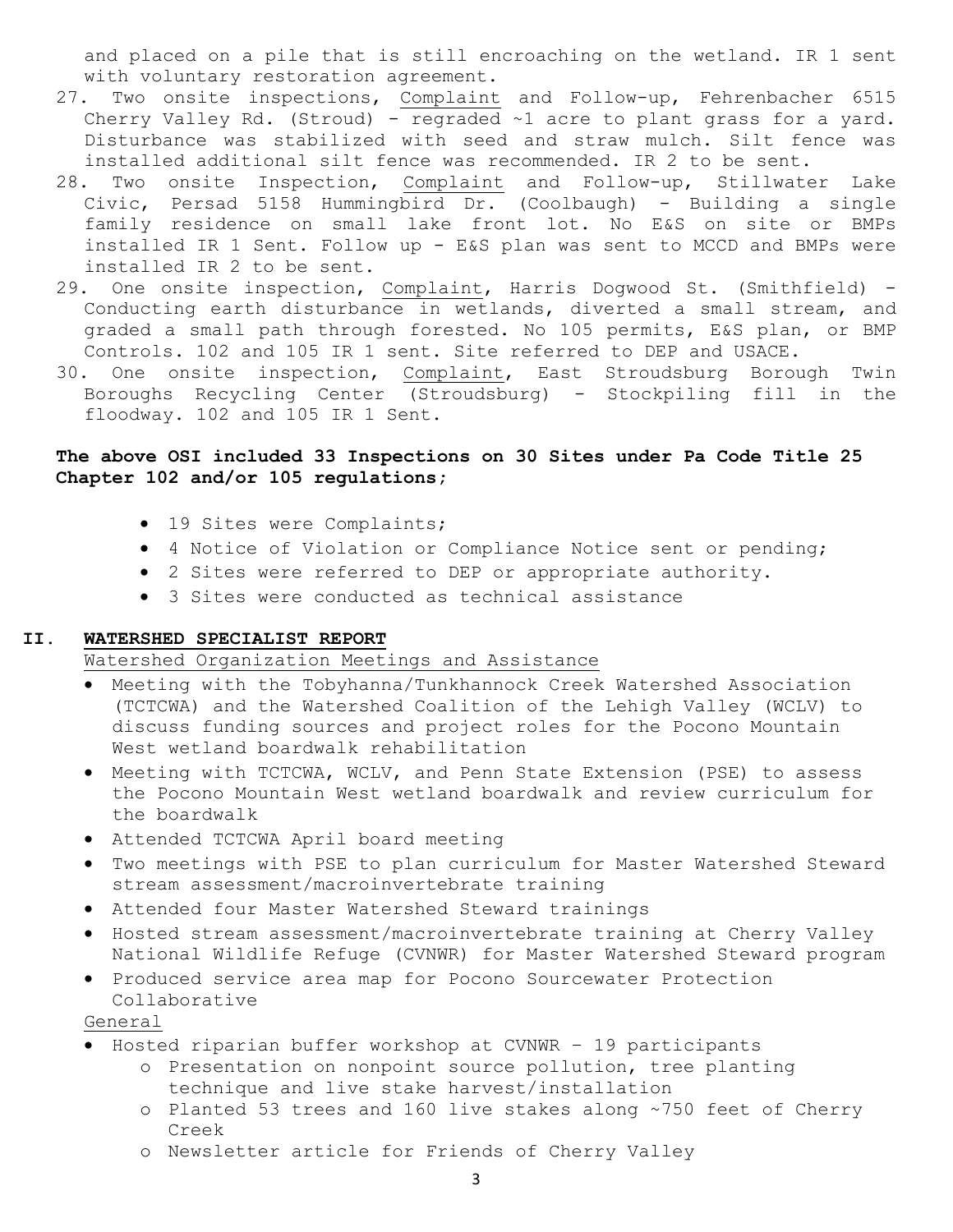and placed on a pile that is still encroaching on the wetland. IR 1 sent with voluntary restoration agreement.

27. Two onsite inspections, Complaint and Follow-up, Fehrenbacher 6515 Cherry Valley Rd. (Stroud) - regraded ~1 acre to plant grass for a yard. Disturbance was stabilized with seed and straw mulch. Silt fence was installed additional silt fence was recommended. IR 2 to be sent.
28. Two onsite Inspection, Complaint and Follow-up, Stillwater Lake Civic, Persad 5158 Hummingbird Dr. (Coolbaugh) - Building a single family residence on small lake front lot. No E&S on site or BMPs installed IR 1 Sent. Follow up - E&S plan was sent to MCCD and BMPs were installed IR 2 to be sent.
29. One onsite inspection, Complaint, Harris Dogwood St. (Smithfield) - Conducting earth disturbance in wetlands, diverted a small stream, and graded a small path through forested. No 105 permits, E&S plan, or BMP Controls. 102 and 105 IR 1 sent. Site referred to DEP and USACE.
30. One onsite inspection, Complaint, East Stroudsburg Borough Twin Boroughs Recycling Center (Stroudsburg) - Stockpiling fill in the floodway. 102 and 105 IR 1 Sent.

**The above OSI included 33 Inspections on 30 Sites under Pa Code Title 25 Chapter 102 and/or 105 regulations;**

- 19 Sites were Complaints;
- 4 Notice of Violation or Compliance Notice sent or pending;
- 2 Sites were referred to DEP or appropriate authority.
- 3 Sites were conducted as technical assistance

## II. WATERSHED SPECIALIST REPORT

Watershed Organization Meetings and Assistance

- Meeting with the Tobyhanna/Tunkhannock Creek Watershed Association (TCTCWA) and the Watershed Coalition of the Lehigh Valley (WCLV) to discuss funding sources and project roles for the Pocono Mountain West wetland boardwalk rehabilitation
- Meeting with TCTCWA, WCLV, and Penn State Extension (PSE) to assess the Pocono Mountain West wetland boardwalk and review curriculum for the boardwalk
- Attended TCTCWA April board meeting
- Two meetings with PSE to plan curriculum for Master Watershed Steward stream assessment/macroinvertebrate training
- Attended four Master Watershed Steward trainings
- Hosted stream assessment/macroinvertebrate training at Cherry Valley National Wildlife Refuge (CVNWR) for Master Watershed Steward program
- Produced service area map for Pocono Sourcewater Protection Collaborative

General

- Hosted riparian buffer workshop at CVNWR – 19 participants
  - Presentation on nonpoint source pollution, tree planting technique and live stake harvest/installation
  - Planted 53 trees and 160 live stakes along ~750 feet of Cherry Creek
  - Newsletter article for Friends of Cherry Valley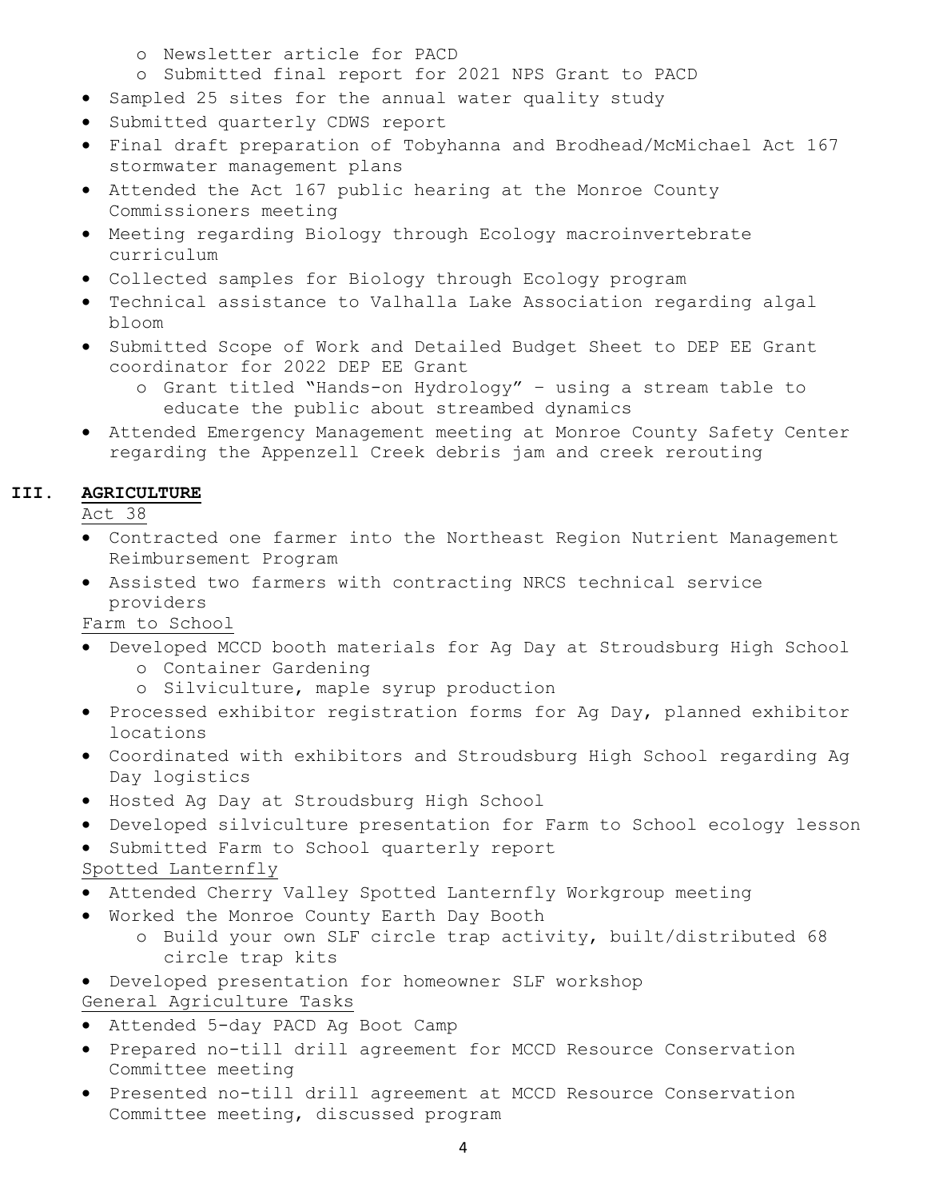- Newsletter article for PACD
  - Submitted final report for 2021 NPS Grant to PACD
- Sampled 25 sites for the annual water quality study
- Submitted quarterly CDWS report
- Final draft preparation of Tobyhanna and Brodhead/McMichael Act 167 stormwater management plans
- Attended the Act 167 public hearing at the Monroe County Commissioners meeting
- Meeting regarding Biology through Ecology macroinvertebrate curriculum
- Collected samples for Biology through Ecology program
- Technical assistance to Valhalla Lake Association regarding algal bloom
- Submitted Scope of Work and Detailed Budget Sheet to DEP EE Grant coordinator for 2022 DEP EE Grant
  - Grant titled "Hands-on Hydrology" – using a stream table to educate the public about streambed dynamics
- Attended Emergency Management meeting at Monroe County Safety Center regarding the Appenzell Creek debris jam and creek rerouting

## III. AGRICULTURE

Act 38

- Contracted one farmer into the Northeast Region Nutrient Management Reimbursement Program
- Assisted two farmers with contracting NRCS technical service providers

Farm to School

- Developed MCCD booth materials for Ag Day at Stroudsburg High School
  - Container Gardening
  - Silviculture, maple syrup production
- Processed exhibitor registration forms for Ag Day, planned exhibitor locations
- Coordinated with exhibitors and Stroudsburg High School regarding Ag Day logistics
- Hosted Ag Day at Stroudsburg High School
- Developed silviculture presentation for Farm to School ecology lesson
- Submitted Farm to School quarterly report

Spotted Lanternfly

- Attended Cherry Valley Spotted Lanternfly Workgroup meeting
- Worked the Monroe County Earth Day Booth
  - Build your own SLF circle trap activity, built/distributed 68 circle trap kits
- Developed presentation for homeowner SLF workshop

General Agriculture Tasks

- Attended 5-day PACD Ag Boot Camp
- Prepared no-till drill agreement for MCCD Resource Conservation Committee meeting
- Presented no-till drill agreement at MCCD Resource Conservation Committee meeting, discussed program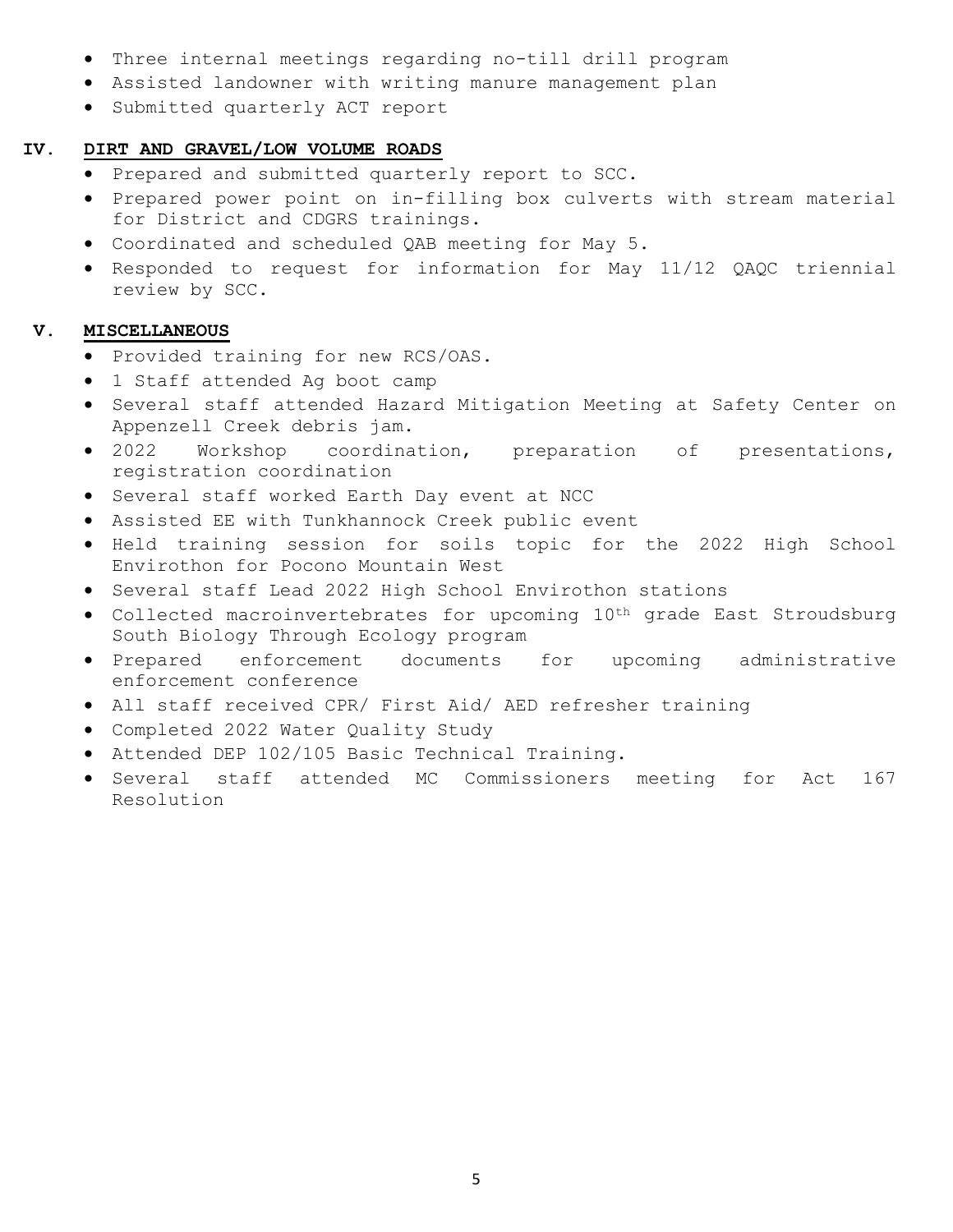- Three internal meetings regarding no-till drill program
- Assisted landowner with writing manure management plan
- Submitted quarterly ACT report

## IV. DIRT AND GRAVEL/LOW VOLUME ROADS

- Prepared and submitted quarterly report to SCC.
- Prepared power point on in-filling box culverts with stream material for District and CDGRS trainings.
- Coordinated and scheduled QAB meeting for May 5.
- Responded to request for information for May 11/12 QAQC triennial review by SCC.

## V. MISCELLANEOUS

- Provided training for new RCS/OAS.
- 1 Staff attended Ag boot camp
- Several staff attended Hazard Mitigation Meeting at Safety Center on Appenzell Creek debris jam.
- 2022 Workshop coordination, preparation of presentations, registration coordination
- Several staff worked Earth Day event at NCC
- Assisted EE with Tunkhannock Creek public event
- Held training session for soils topic for the 2022 High School Envirothon for Pocono Mountain West
- Several staff Lead 2022 High School Envirothon stations
- Collected macroinvertebrates for upcoming 10th grade East Stroudsburg South Biology Through Ecology program
- Prepared enforcement documents for upcoming administrative enforcement conference
- All staff received CPR/ First Aid/ AED refresher training
- Completed 2022 Water Quality Study
- Attended DEP 102/105 Basic Technical Training.
- Several staff attended MC Commissioners meeting for Act 167 Resolution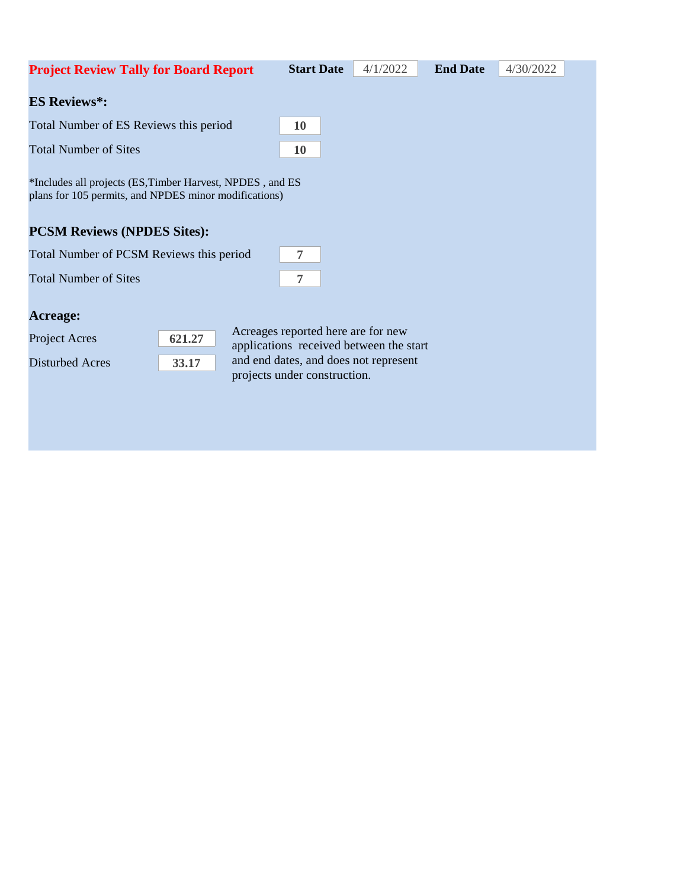## Project Review Tally for Board Report

**Start Date** 4/1/2022 **End Date** 4/30/2022

### ES Reviews*:

| | |
|---|---|
| Total Number of ES Reviews this period | **10** |
| Total Number of Sites | **10** |

*Includes all projects (ES,Timber Harvest, NPDES , and ES plans for 105 permits, and NPDES minor modifications)

### PCSM Reviews (NPDES Sites):

| | |
|---|---|
| Total Number of PCSM Reviews this period | **7** |
| Total Number of Sites | **7** |

### Acreage:

| | |
|---|---|
| Project Acres | **621.27** |
| Disturbed Acres | **33.17** |

Acreages reported here are for new applications received between the start and end dates, and does not represent projects under construction.